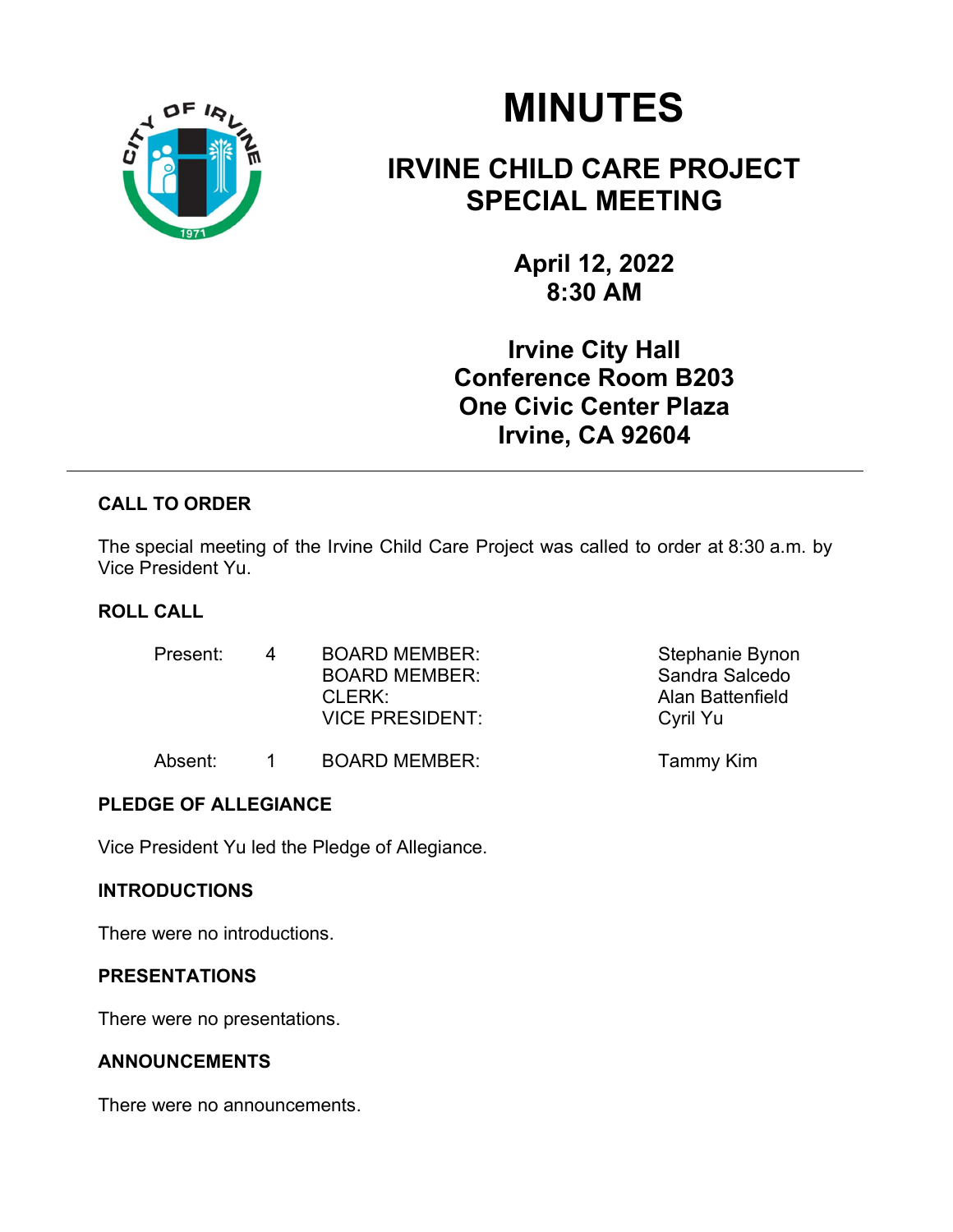# MINUTES

## IRVINE CHILD CARE PROJECT SPECIAL MEETING

**April 12, 2022**
**8:30 AM**

**Irvine City Hall**
**Conference Room B203**
**One Civic Center Plaza**
**Irvine, CA 92604**

---

### CALL TO ORDER

The special meeting of the Irvine Child Care Project was called to order at 8:30 a.m. by Vice President Yu.

### ROLL CALL

| | | | |
|---|---|---|---|
| Present: | 4 | BOARD MEMBER: | Stephanie Bynon |
| | | BOARD MEMBER: | Sandra Salcedo |
| | | CLERK: | Alan Battenfield |
| | | VICE PRESIDENT: | Cyril Yu |
| Absent: | 1 | BOARD MEMBER: | Tammy Kim |

### PLEDGE OF ALLEGIANCE

Vice President Yu led the Pledge of Allegiance.

### INTRODUCTIONS

There were no introductions.

### PRESENTATIONS

There were no presentations.

### ANNOUNCEMENTS

There were no announcements.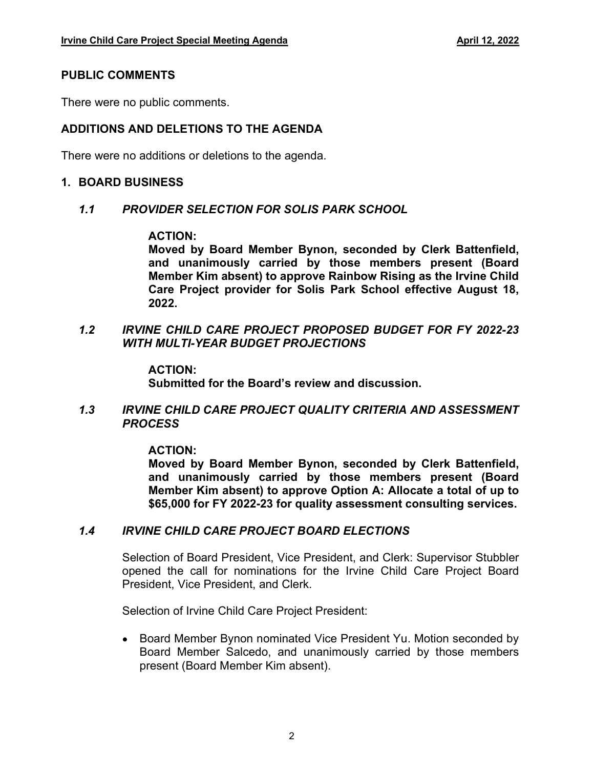## PUBLIC COMMENTS

There were no public comments.

## ADDITIONS AND DELETIONS TO THE AGENDA

There were no additions or deletions to the agenda.

## 1. BOARD BUSINESS

### *1.1 PROVIDER SELECTION FOR SOLIS PARK SCHOOL*

**ACTION:**
**Moved by Board Member Bynon, seconded by Clerk Battenfield, and unanimously carried by those members present (Board Member Kim absent) to approve Rainbow Rising as the Irvine Child Care Project provider for Solis Park School effective August 18, 2022.**

### *1.2 IRVINE CHILD CARE PROJECT PROPOSED BUDGET FOR FY 2022-23 WITH MULTI-YEAR BUDGET PROJECTIONS*

**ACTION:**
**Submitted for the Board's review and discussion.**

### *1.3 IRVINE CHILD CARE PROJECT QUALITY CRITERIA AND ASSESSMENT PROCESS*

**ACTION:**
**Moved by Board Member Bynon, seconded by Clerk Battenfield, and unanimously carried by those members present (Board Member Kim absent) to approve Option A: Allocate a total of up to $65,000 for FY 2022-23 for quality assessment consulting services.**

### *1.4 IRVINE CHILD CARE PROJECT BOARD ELECTIONS*

Selection of Board President, Vice President, and Clerk: Supervisor Stubbler opened the call for nominations for the Irvine Child Care Project Board President, Vice President, and Clerk.

Selection of Irvine Child Care Project President:

- Board Member Bynon nominated Vice President Yu. Motion seconded by Board Member Salcedo, and unanimously carried by those members present (Board Member Kim absent).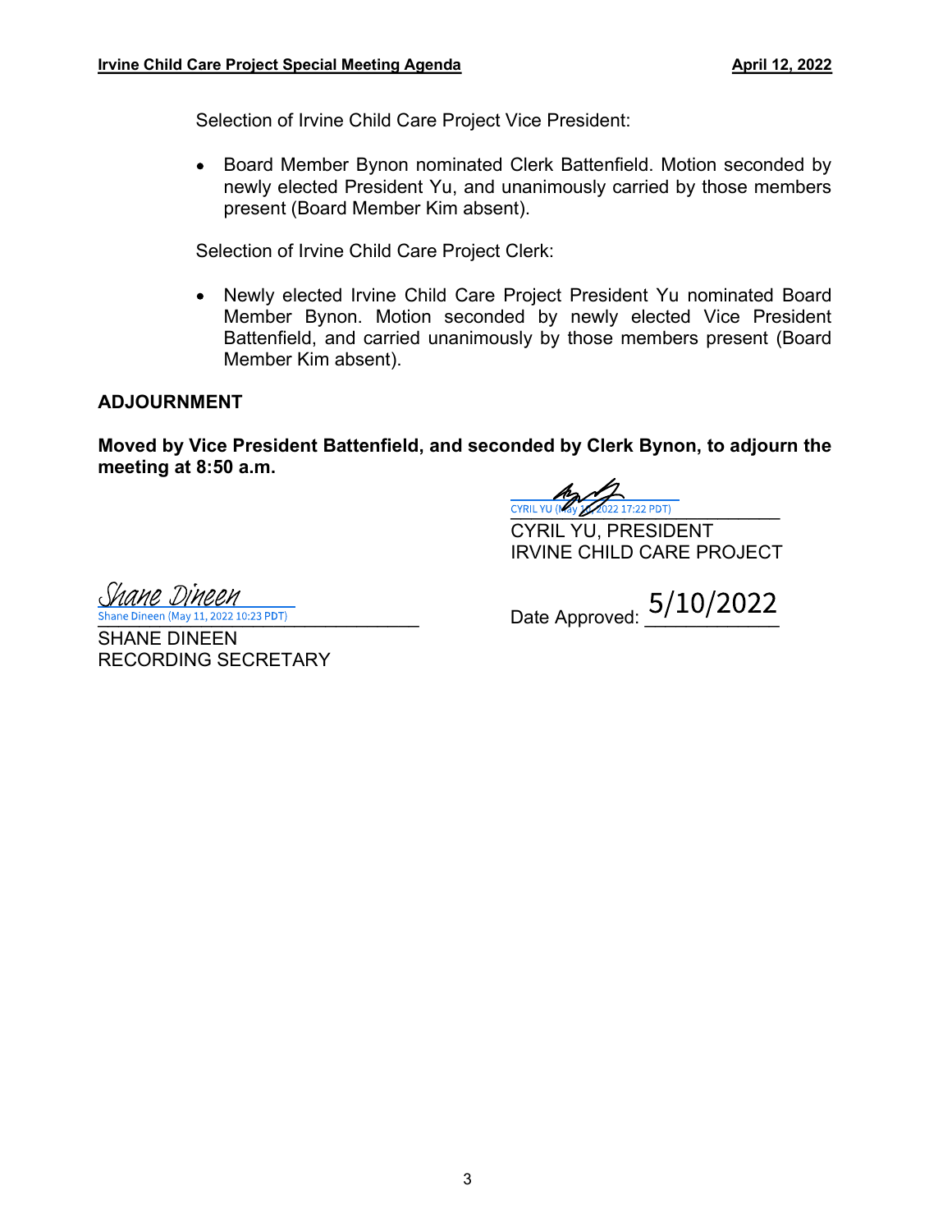Selection of Irvine Child Care Project Vice President:

- Board Member Bynon nominated Clerk Battenfield. Motion seconded by newly elected President Yu, and unanimously carried by those members present (Board Member Kim absent).

Selection of Irvine Child Care Project Clerk:

- Newly elected Irvine Child Care Project President Yu nominated Board Member Bynon. Motion seconded by newly elected Vice President Battenfield, and carried unanimously by those members present (Board Member Kim absent).

## ADJOURNMENT

**Moved by Vice President Battenfield, and seconded by Clerk Bynon, to adjourn the meeting at 8:50 a.m.**

CYRIL YU (May 10, 2022 17:22 PDT)

CYRIL YU, PRESIDENT
IRVINE CHILD CARE PROJECT

Shane Dineen
Shane Dineen (May 11, 2022 10:23 PDT)

SHANE DINEEN
RECORDING SECRETARY

Date Approved: 5/10/2022